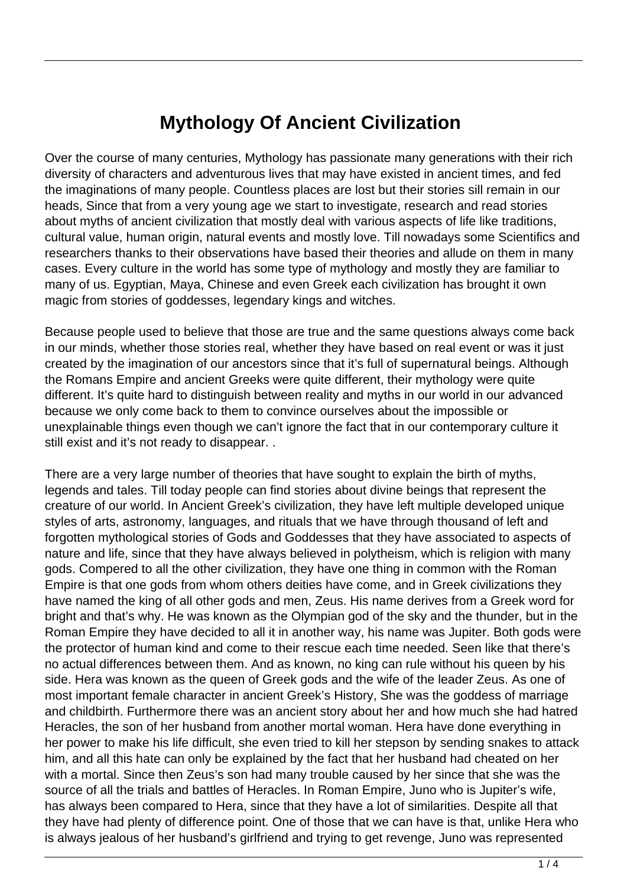# Mythology Of Ancient Civilization

Over the course of many centuries, Mythology has passionate many generations with their rich diversity of characters and adventurous lives that may have existed in ancient times, and fed the imaginations of many people. Countless places are lost but their stories sill remain in our heads, Since that from a very young age we start to investigate, research and read stories about myths of ancient civilization that mostly deal with various aspects of life like traditions, cultural value, human origin, natural events and mostly love. Till nowadays some Scientifics and researchers thanks to their observations have based their theories and allude on them in many cases. Every culture in the world has some type of mythology and mostly they are familiar to many of us. Egyptian, Maya, Chinese and even Greek each civilization has brought it own magic from stories of goddesses, legendary kings and witches.

Because people used to believe that those are true and the same questions always come back in our minds, whether those stories real, whether they have based on real event or was it just created by the imagination of our ancestors since that it's full of supernatural beings. Although the Romans Empire and ancient Greeks were quite different, their mythology were quite different. It's quite hard to distinguish between reality and myths in our world in our advanced because we only come back to them to convince ourselves about the impossible or unexplainable things even though we can't ignore the fact that in our contemporary culture it still exist and it's not ready to disappear. .

There are a very large number of theories that have sought to explain the birth of myths, legends and tales. Till today people can find stories about divine beings that represent the creature of our world. In Ancient Greek's civilization, they have left multiple developed unique styles of arts, astronomy, languages, and rituals that we have through thousand of left and forgotten mythological stories of Gods and Goddesses that they have associated to aspects of nature and life, since that they have always believed in polytheism, which is religion with many gods. Compered to all the other civilization, they have one thing in common with the Roman Empire is that one gods from whom others deities have come, and in Greek civilizations they have named the king of all other gods and men, Zeus. His name derives from a Greek word for bright and that's why. He was known as the Olympian god of the sky and the thunder, but in the Roman Empire they have decided to all it in another way, his name was Jupiter. Both gods were the protector of human kind and come to their rescue each time needed. Seen like that there's no actual differences between them. And as known, no king can rule without his queen by his side. Hera was known as the queen of Greek gods and the wife of the leader Zeus. As one of most important female character in ancient Greek's History, She was the goddess of marriage and childbirth. Furthermore there was an ancient story about her and how much she had hatred Heracles, the son of her husband from another mortal woman. Hera have done everything in her power to make his life difficult, she even tried to kill her stepson by sending snakes to attack him, and all this hate can only be explained by the fact that her husband had cheated on her with a mortal. Since then Zeus's son had many trouble caused by her since that she was the source of all the trials and battles of Heracles. In Roman Empire, Juno who is Jupiter's wife, has always been compared to Hera, since that they have a lot of similarities. Despite all that they have had plenty of difference point. One of those that we can have is that, unlike Hera who is always jealous of her husband's girlfriend and trying to get revenge, Juno was represented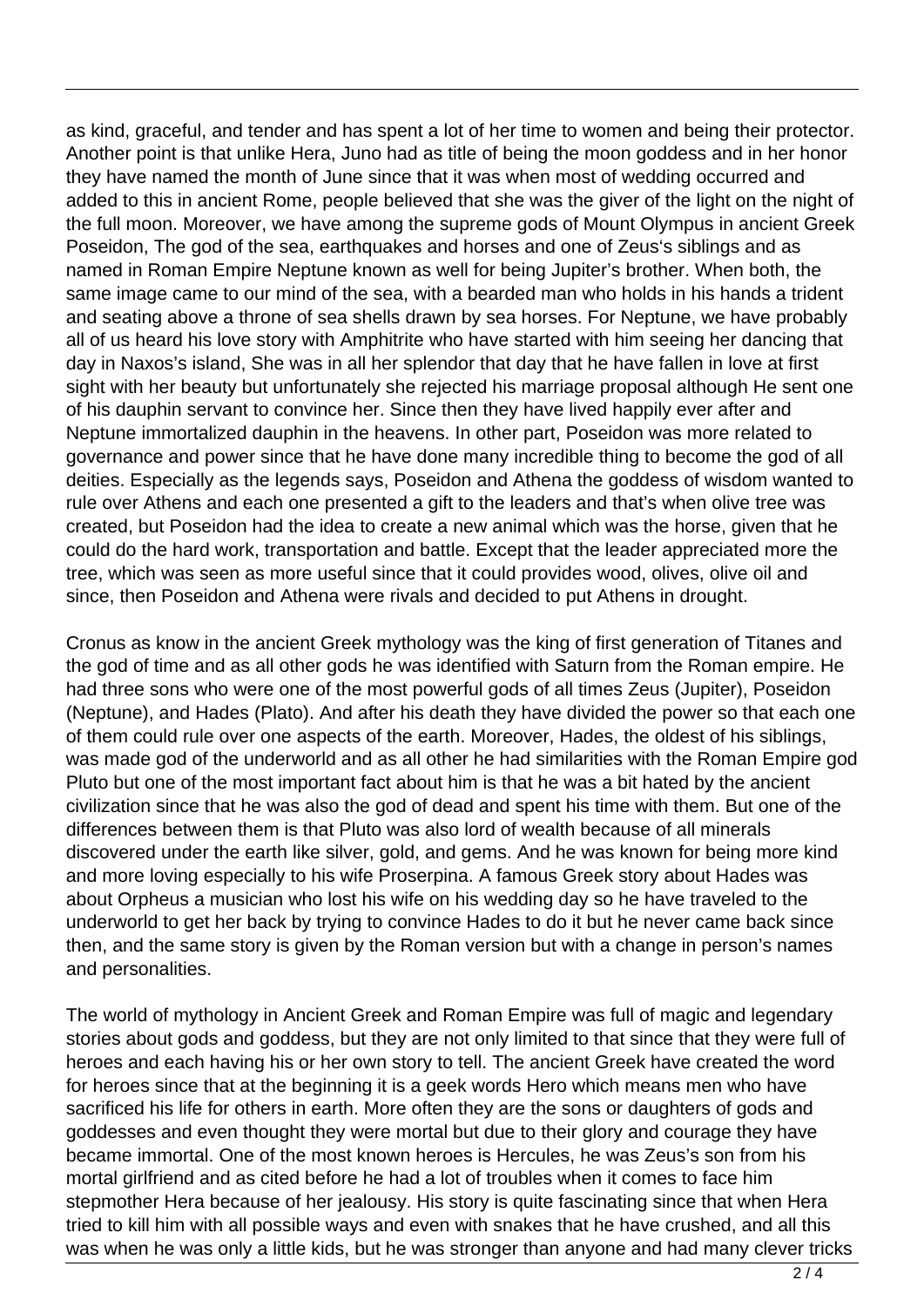as kind, graceful, and tender and has spent a lot of her time to women and being their protector. Another point is that unlike Hera, Juno had as title of being the moon goddess and in her honor they have named the month of June since that it was when most of wedding occurred and added to this in ancient Rome, people believed that she was the giver of the light on the night of the full moon. Moreover, we have among the supreme gods of Mount Olympus in ancient Greek Poseidon, The god of the sea, earthquakes and horses and one of Zeus's siblings and as named in Roman Empire Neptune known as well for being Jupiter's brother. When both, the same image came to our mind of the sea, with a bearded man who holds in his hands a trident and seating above a throne of sea shells drawn by sea horses. For Neptune, we have probably all of us heard his love story with Amphitrite who have started with him seeing her dancing that day in Naxos's island, She was in all her splendor that day that he have fallen in love at first sight with her beauty but unfortunately she rejected his marriage proposal although He sent one of his dauphin servant to convince her. Since then they have lived happily ever after and Neptune immortalized dauphin in the heavens. In other part, Poseidon was more related to governance and power since that he have done many incredible thing to become the god of all deities. Especially as the legends says, Poseidon and Athena the goddess of wisdom wanted to rule over Athens and each one presented a gift to the leaders and that's when olive tree was created, but Poseidon had the idea to create a new animal which was the horse, given that he could do the hard work, transportation and battle. Except that the leader appreciated more the tree, which was seen as more useful since that it could provides wood, olives, olive oil and since, then Poseidon and Athena were rivals and decided to put Athens in drought.

Cronus as know in the ancient Greek mythology was the king of first generation of Titanes and the god of time and as all other gods he was identified with Saturn from the Roman empire. He had three sons who were one of the most powerful gods of all times Zeus (Jupiter), Poseidon (Neptune), and Hades (Plato). And after his death they have divided the power so that each one of them could rule over one aspects of the earth. Moreover, Hades, the oldest of his siblings, was made god of the underworld and as all other he had similarities with the Roman Empire god Pluto but one of the most important fact about him is that he was a bit hated by the ancient civilization since that he was also the god of dead and spent his time with them. But one of the differences between them is that Pluto was also lord of wealth because of all minerals discovered under the earth like silver, gold, and gems. And he was known for being more kind and more loving especially to his wife Proserpina. A famous Greek story about Hades was about Orpheus a musician who lost his wife on his wedding day so he have traveled to the underworld to get her back by trying to convince Hades to do it but he never came back since then, and the same story is given by the Roman version but with a change in person's names and personalities.

The world of mythology in Ancient Greek and Roman Empire was full of magic and legendary stories about gods and goddess, but they are not only limited to that since that they were full of heroes and each having his or her own story to tell. The ancient Greek have created the word for heroes since that at the beginning it is a geek words Hero which means men who have sacrificed his life for others in earth. More often they are the sons or daughters of gods and goddesses and even thought they were mortal but due to their glory and courage they have became immortal. One of the most known heroes is Hercules, he was Zeus's son from his mortal girlfriend and as cited before he had a lot of troubles when it comes to face him stepmother Hera because of her jealousy. His story is quite fascinating since that when Hera tried to kill him with all possible ways and even with snakes that he have crushed, and all this was when he was only a little kids, but he was stronger than anyone and had many clever tricks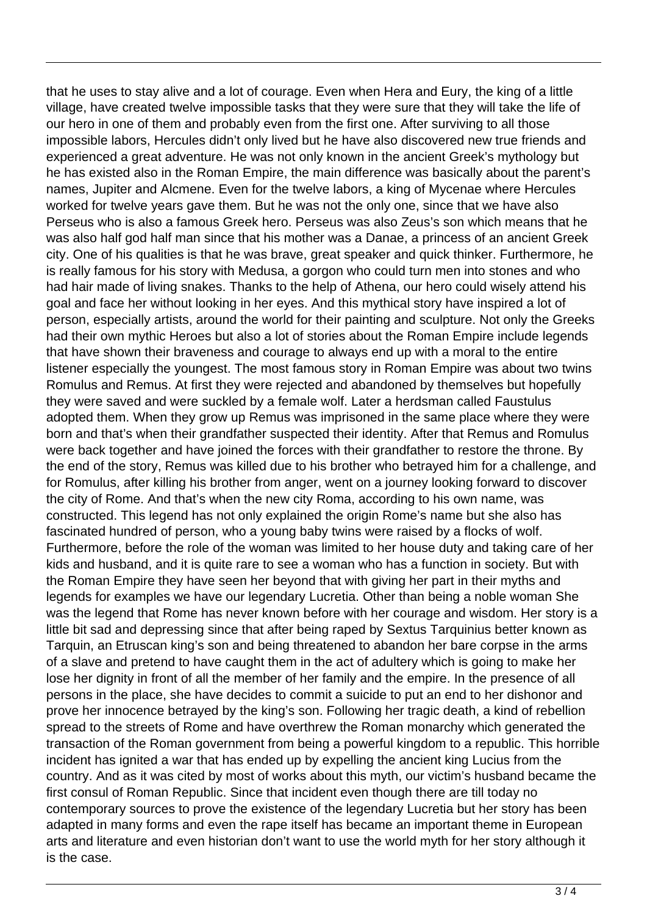that he uses to stay alive and a lot of courage. Even when Hera and Eury, the king of a little village, have created twelve impossible tasks that they were sure that they will take the life of our hero in one of them and probably even from the first one. After surviving to all those impossible labors, Hercules didn't only lived but he have also discovered new true friends and experienced a great adventure. He was not only known in the ancient Greek's mythology but he has existed also in the Roman Empire, the main difference was basically about the parent's names, Jupiter and Alcmene. Even for the twelve labors, a king of Mycenae where Hercules worked for twelve years gave them. But he was not the only one, since that we have also Perseus who is also a famous Greek hero. Perseus was also Zeus's son which means that he was also half god half man since that his mother was a Danae, a princess of an ancient Greek city. One of his qualities is that he was brave, great speaker and quick thinker. Furthermore, he is really famous for his story with Medusa, a gorgon who could turn men into stones and who had hair made of living snakes. Thanks to the help of Athena, our hero could wisely attend his goal and face her without looking in her eyes. And this mythical story have inspired a lot of person, especially artists, around the world for their painting and sculpture. Not only the Greeks had their own mythic Heroes but also a lot of stories about the Roman Empire include legends that have shown their braveness and courage to always end up with a moral to the entire listener especially the youngest. The most famous story in Roman Empire was about two twins Romulus and Remus. At first they were rejected and abandoned by themselves but hopefully they were saved and were suckled by a female wolf. Later a herdsman called Faustulus adopted them. When they grow up Remus was imprisoned in the same place where they were born and that's when their grandfather suspected their identity. After that Remus and Romulus were back together and have joined the forces with their grandfather to restore the throne. By the end of the story, Remus was killed due to his brother who betrayed him for a challenge, and for Romulus, after killing his brother from anger, went on a journey looking forward to discover the city of Rome. And that's when the new city Roma, according to his own name, was constructed. This legend has not only explained the origin Rome's name but she also has fascinated hundred of person, who a young baby twins were raised by a flocks of wolf. Furthermore, before the role of the woman was limited to her house duty and taking care of her kids and husband, and it is quite rare to see a woman who has a function in society. But with the Roman Empire they have seen her beyond that with giving her part in their myths and legends for examples we have our legendary Lucretia. Other than being a noble woman She was the legend that Rome has never known before with her courage and wisdom. Her story is a little bit sad and depressing since that after being raped by Sextus Tarquinius better known as Tarquin, an Etruscan king's son and being threatened to abandon her bare corpse in the arms of a slave and pretend to have caught them in the act of adultery which is going to make her lose her dignity in front of all the member of her family and the empire. In the presence of all persons in the place, she have decides to commit a suicide to put an end to her dishonor and prove her innocence betrayed by the king's son. Following her tragic death, a kind of rebellion spread to the streets of Rome and have overthrew the Roman monarchy which generated the transaction of the Roman government from being a powerful kingdom to a republic. This horrible incident has ignited a war that has ended up by expelling the ancient king Lucius from the country. And as it was cited by most of works about this myth, our victim's husband became the first consul of Roman Republic. Since that incident even though there are till today no contemporary sources to prove the existence of the legendary Lucretia but her story has been adapted in many forms and even the rape itself has became an important theme in European arts and literature and even historian don't want to use the world myth for her story although it is the case.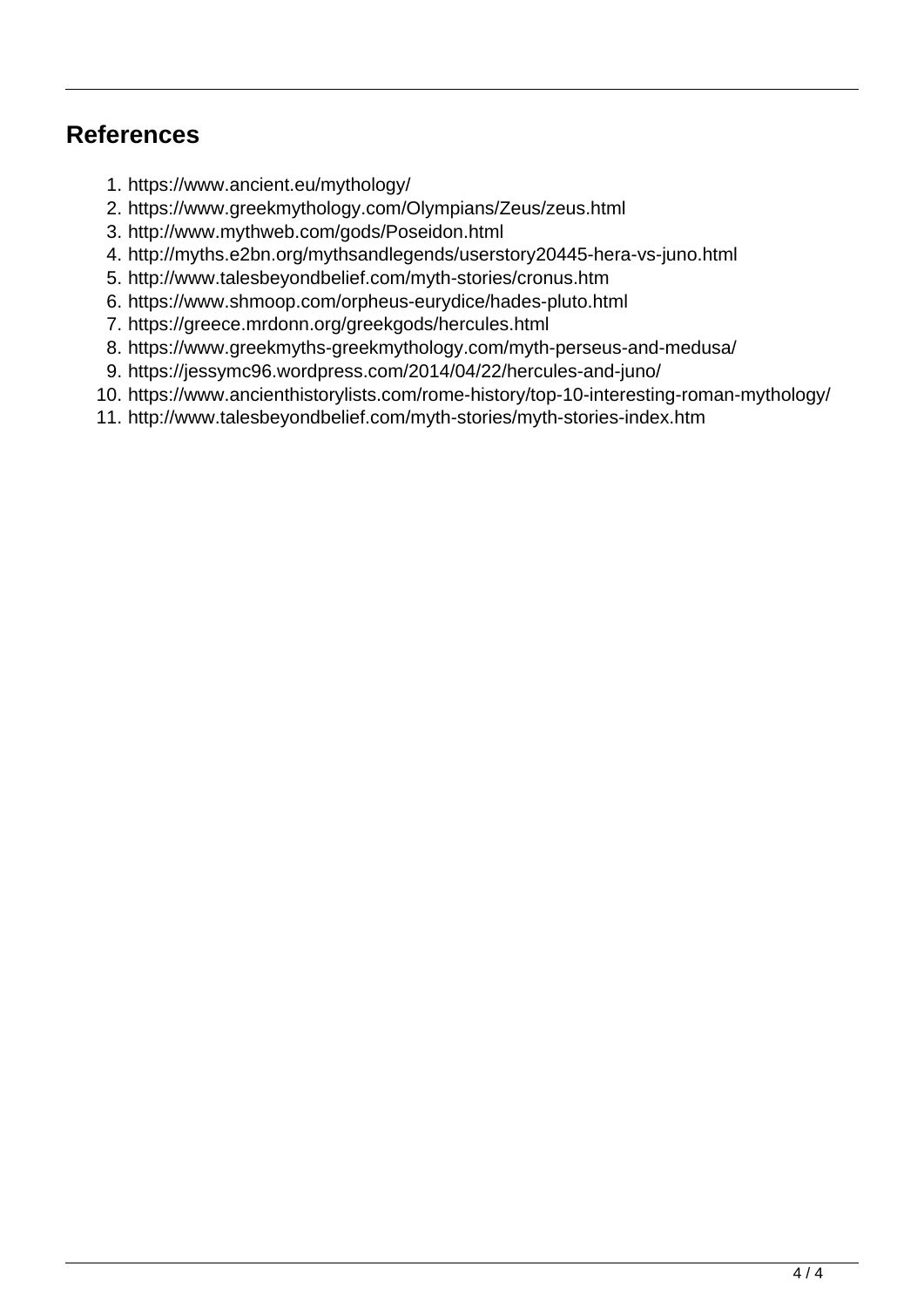## References

1. https://www.ancient.eu/mythology/
2. https://www.greekmythology.com/Olympians/Zeus/zeus.html
3. http://www.mythweb.com/gods/Poseidon.html
4. http://myths.e2bn.org/mythsandlegends/userstory20445-hera-vs-juno.html
5. http://www.talesbeyondbelief.com/myth-stories/cronus.htm
6. https://www.shmoop.com/orpheus-eurydice/hades-pluto.html
7. https://greece.mrdonn.org/greekgods/hercules.html
8. https://www.greekmyths-greekmythology.com/myth-perseus-and-medusa/
9. https://jessymc96.wordpress.com/2014/04/22/hercules-and-juno/
10. https://www.ancienthistorylists.com/rome-history/top-10-interesting-roman-mythology/
11. http://www.talesbeyondbelief.com/myth-stories/myth-stories-index.htm